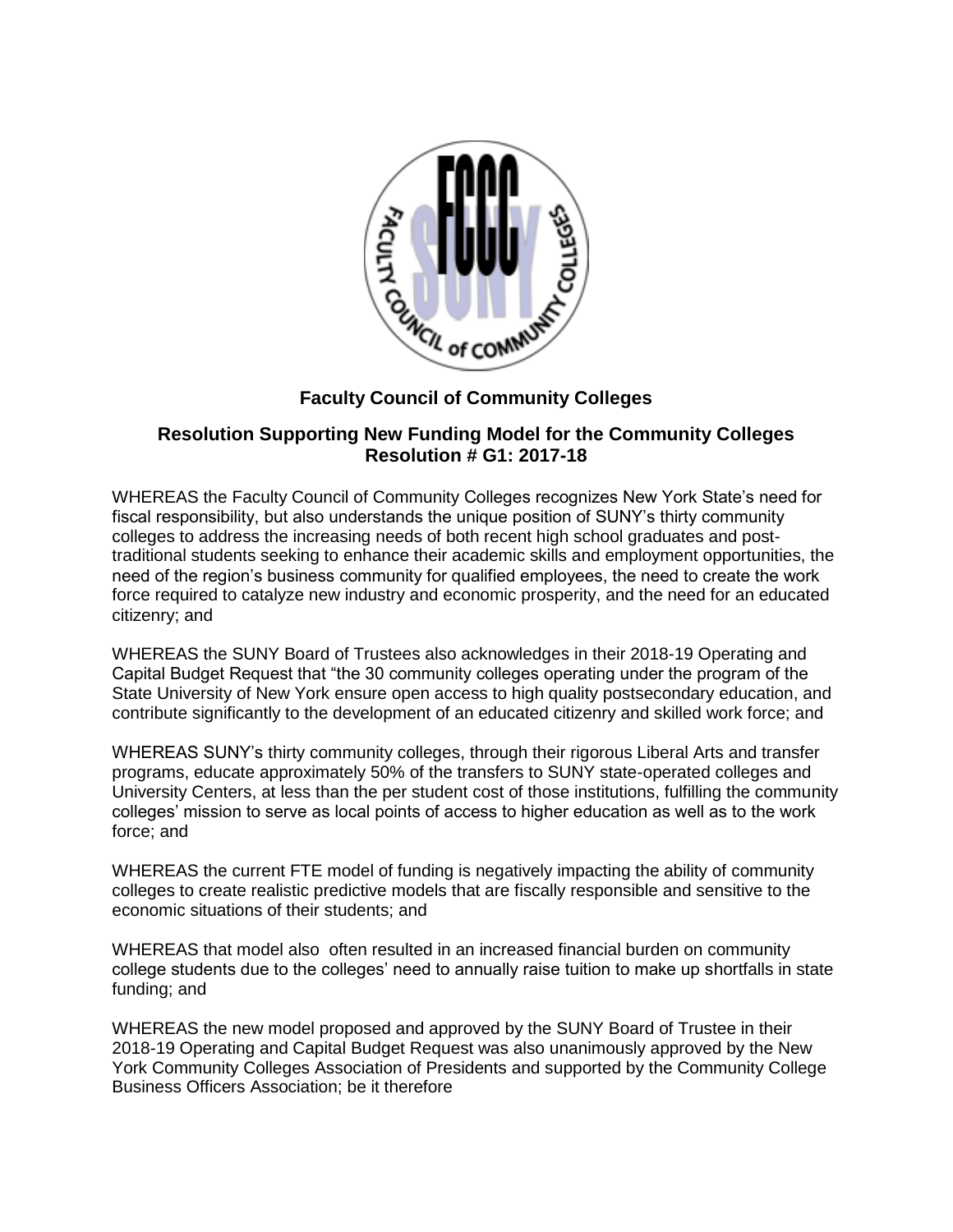## Faculty Council of Community Colleges

### Resolution Supporting New Funding Model for the Community Colleges
### Resolution # G1: 2017-18

WHEREAS the Faculty Council of Community Colleges recognizes New York State's need for fiscal responsibility, but also understands the unique position of SUNY's thirty community colleges to address the increasing needs of both recent high school graduates and post-traditional students seeking to enhance their academic skills and employment opportunities, the need of the region's business community for qualified employees, the need to create the work force required to catalyze new industry and economic prosperity, and the need for an educated citizenry; and

WHEREAS the SUNY Board of Trustees also acknowledges in their 2018-19 Operating and Capital Budget Request that "the 30 community colleges operating under the program of the State University of New York ensure open access to high quality postsecondary education, and contribute significantly to the development of an educated citizenry and skilled work force; and

WHEREAS SUNY's thirty community colleges, through their rigorous Liberal Arts and transfer programs, educate approximately 50% of the transfers to SUNY state-operated colleges and University Centers, at less than the per student cost of those institutions, fulfilling the community colleges' mission to serve as local points of access to higher education as well as to the work force; and

WHEREAS the current FTE model of funding is negatively impacting the ability of community colleges to create realistic predictive models that are fiscally responsible and sensitive to the economic situations of their students; and

WHEREAS that model also often resulted in an increased financial burden on community college students due to the colleges' need to annually raise tuition to make up shortfalls in state funding; and

WHEREAS the new model proposed and approved by the SUNY Board of Trustee in their 2018-19 Operating and Capital Budget Request was also unanimously approved by the New York Community Colleges Association of Presidents and supported by the Community College Business Officers Association; be it therefore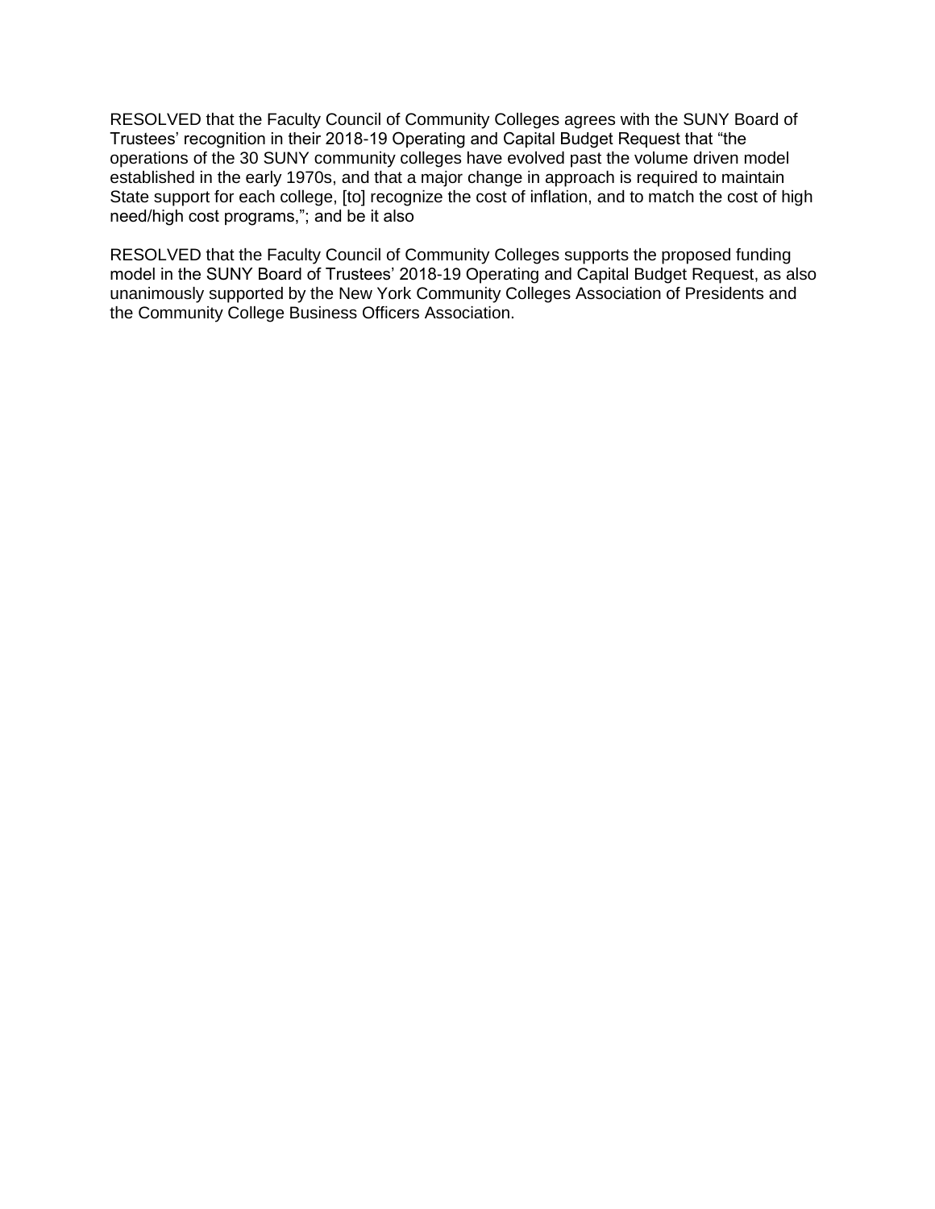RESOLVED that the Faculty Council of Community Colleges agrees with the SUNY Board of Trustees' recognition in their 2018-19 Operating and Capital Budget Request that "the operations of the 30 SUNY community colleges have evolved past the volume driven model established in the early 1970s, and that a major change in approach is required to maintain State support for each college, [to] recognize the cost of inflation, and to match the cost of high need/high cost programs,"; and be it also

RESOLVED that the Faculty Council of Community Colleges supports the proposed funding model in the SUNY Board of Trustees' 2018-19 Operating and Capital Budget Request, as also unanimously supported by the New York Community Colleges Association of Presidents and the Community College Business Officers Association.